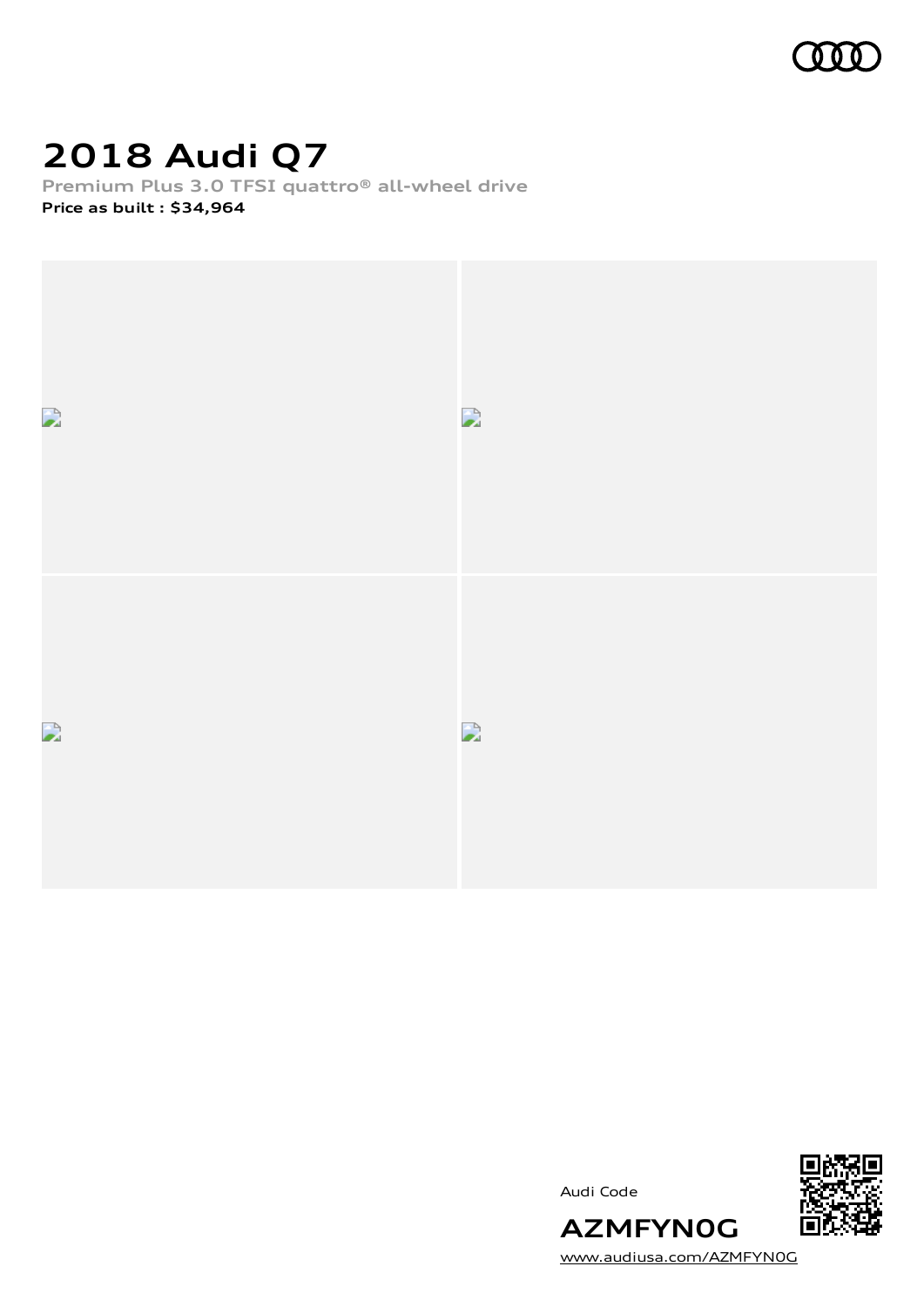# 2018 Audi Q7

**Premium Plus 3.0 TFSI quattro® all-wheel drive**

**Price as built : $34,964**

Audi Code

**AZMFYN0G**

www.audiusa.com/AZMFYN0G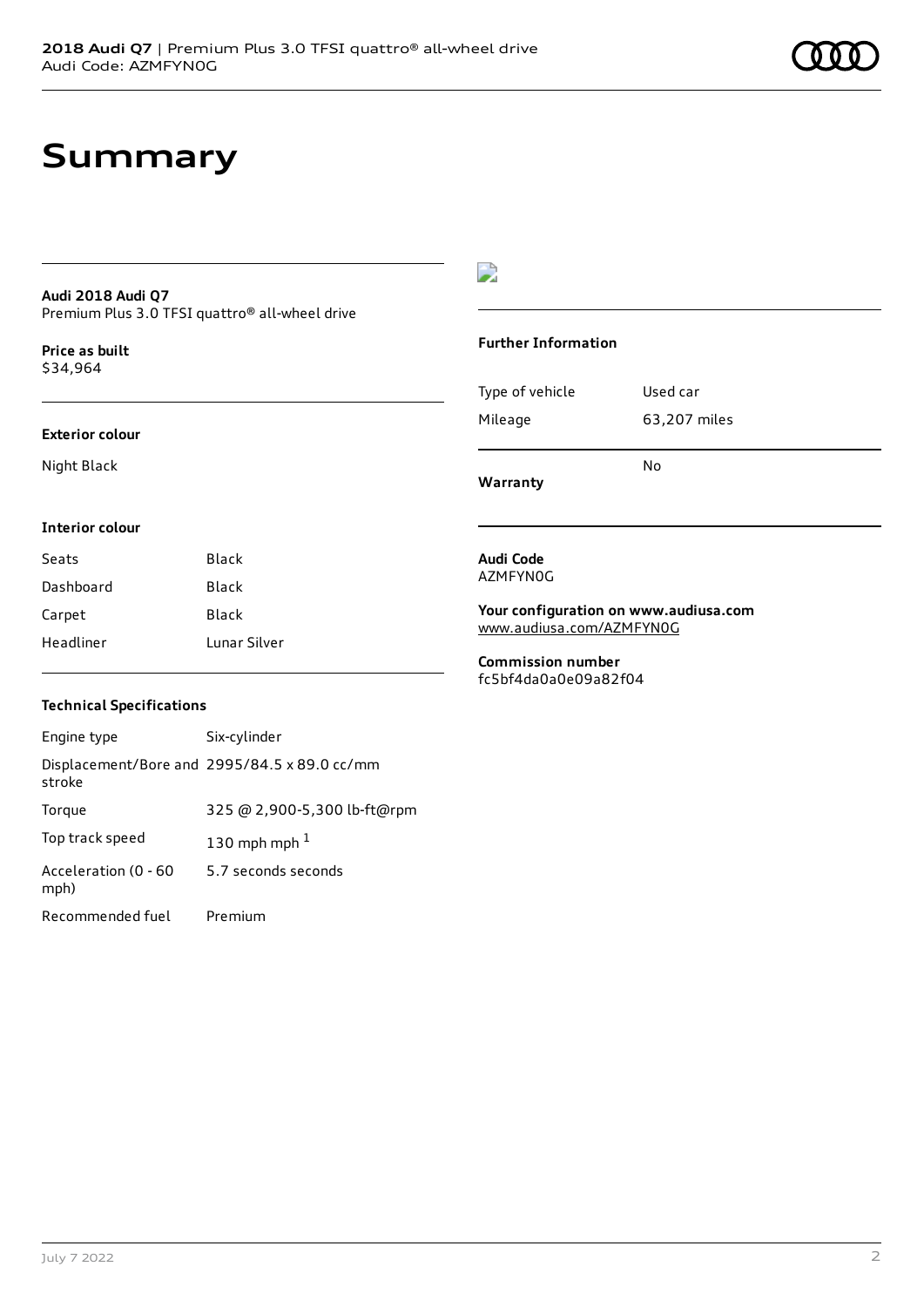# Summary

**Audi 2018 Audi Q7**
Premium Plus 3.0 TFSI quattro® all-wheel drive

**Price as built**
$34,964

**Exterior colour**

Night Black

**Interior colour**

| | |
|---|---|
| Seats | Black |
| Dashboard | Black |
| Carpet | Black |
| Headliner | Lunar Silver |

**Technical Specifications**

| | |
|---|---|
| Engine type | Six-cylinder |
| Displacement/Bore and stroke | 2995/84.5 x 89.0 cc/mm |
| Torque | 325 @ 2,900-5,300 lb-ft@rpm |
| Top track speed | 130 mph mph [1] |
| Acceleration (0 - 60 mph) | 5.7 seconds seconds |
| Recommended fuel | Premium |

**Further Information**

| | |
|---|---|
| Type of vehicle | Used car |
| Mileage | 63,207 miles |
| **Warranty** | No |

**Audi Code**
AZMFYN0G

**Your configuration on www.audiusa.com**
www.audiusa.com/AZMFYN0G

**Commission number**
fc5bf4da0a0e09a82f04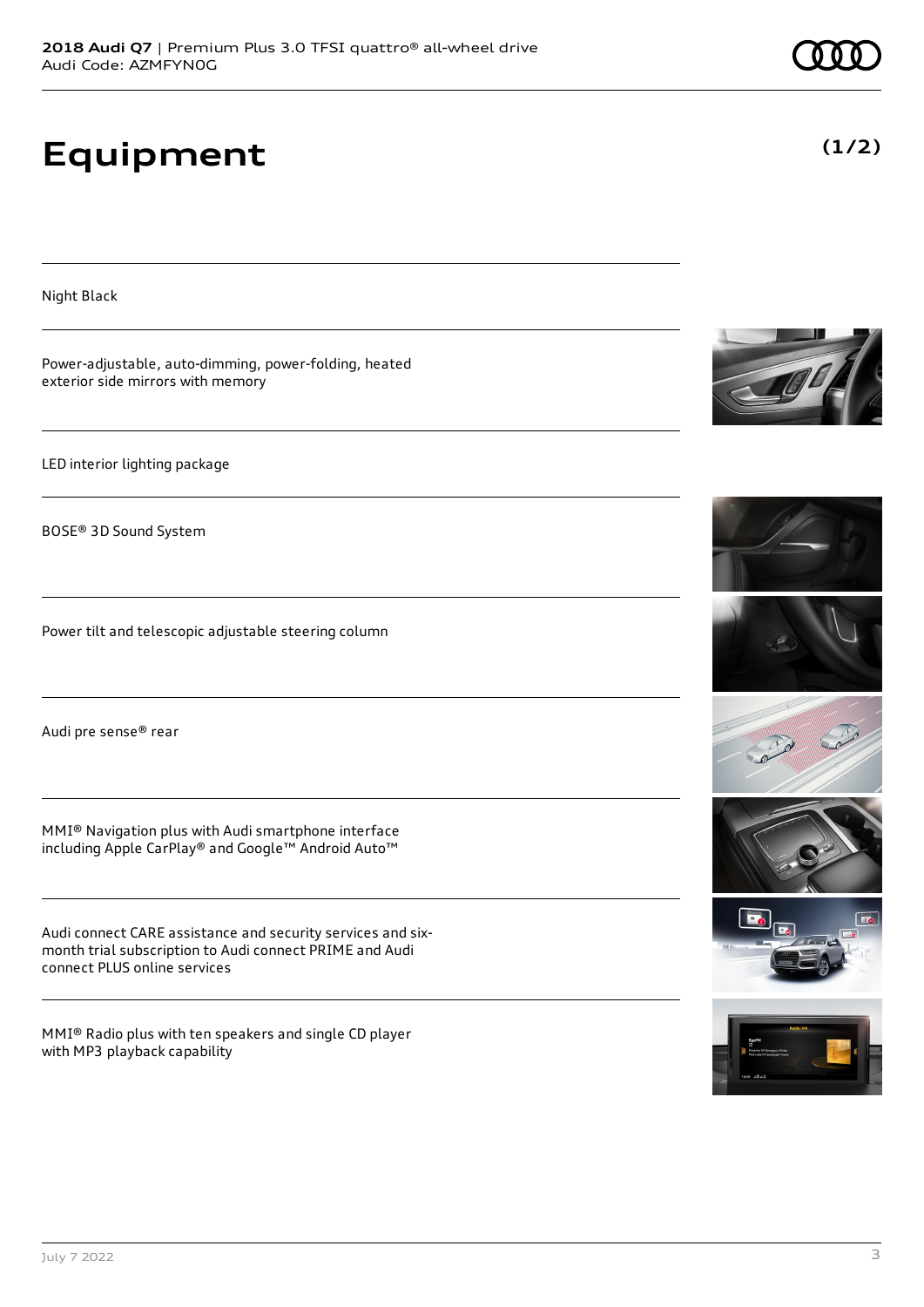# Equipment

**(1/2)**

Night Black

Power-adjustable, auto-dimming, power-folding, heated exterior side mirrors with memory

LED interior lighting package

BOSE® 3D Sound System

Power tilt and telescopic adjustable steering column

Audi pre sense® rear

MMI® Navigation plus with Audi smartphone interface including Apple CarPlay® and Google™ Android Auto™

Audi connect CARE assistance and security services and six-month trial subscription to Audi connect PRIME and Audi connect PLUS online services

MMI® Radio plus with ten speakers and single CD player with MP3 playback capability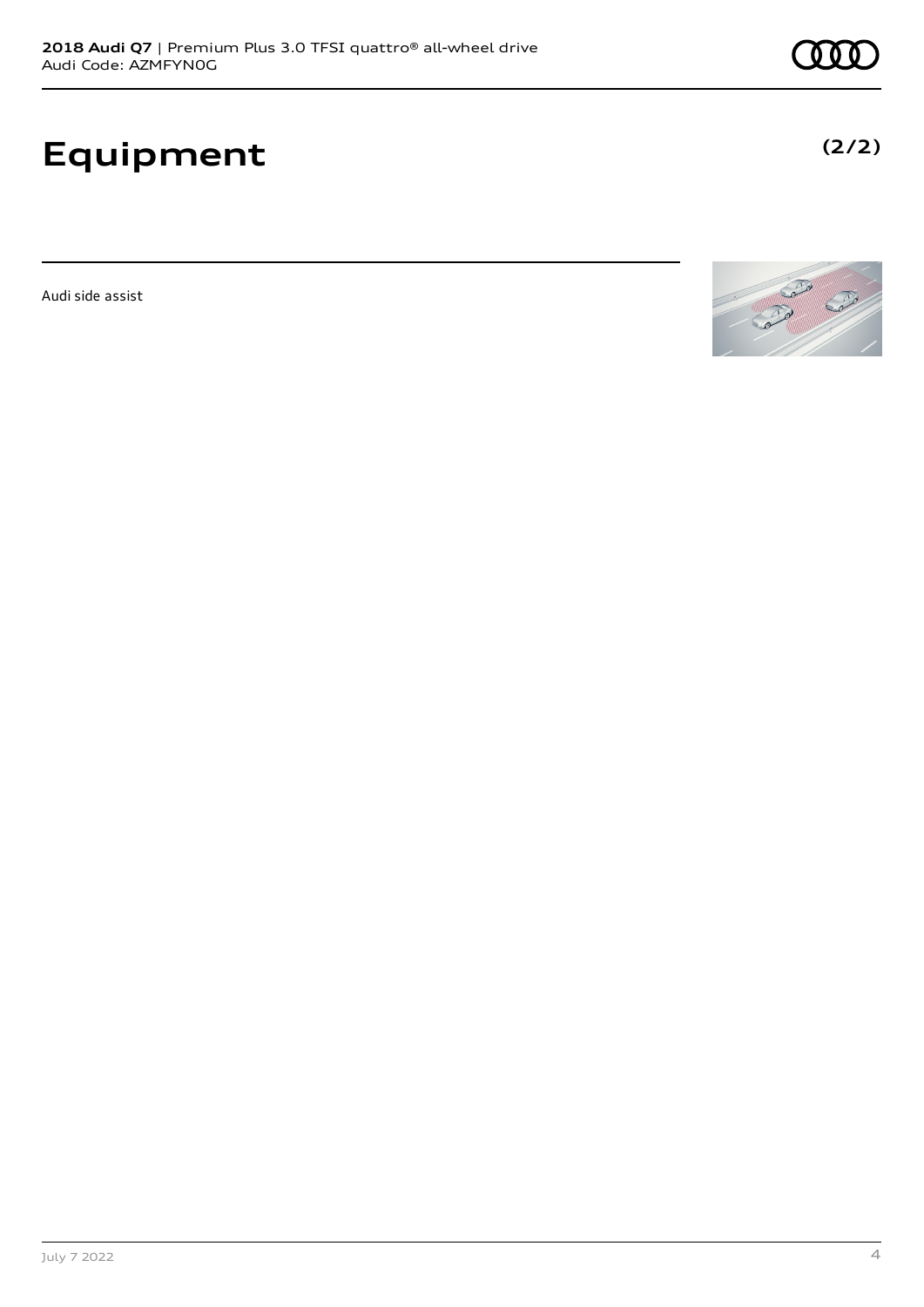# Equipment

**(2/2)**

Audi side assist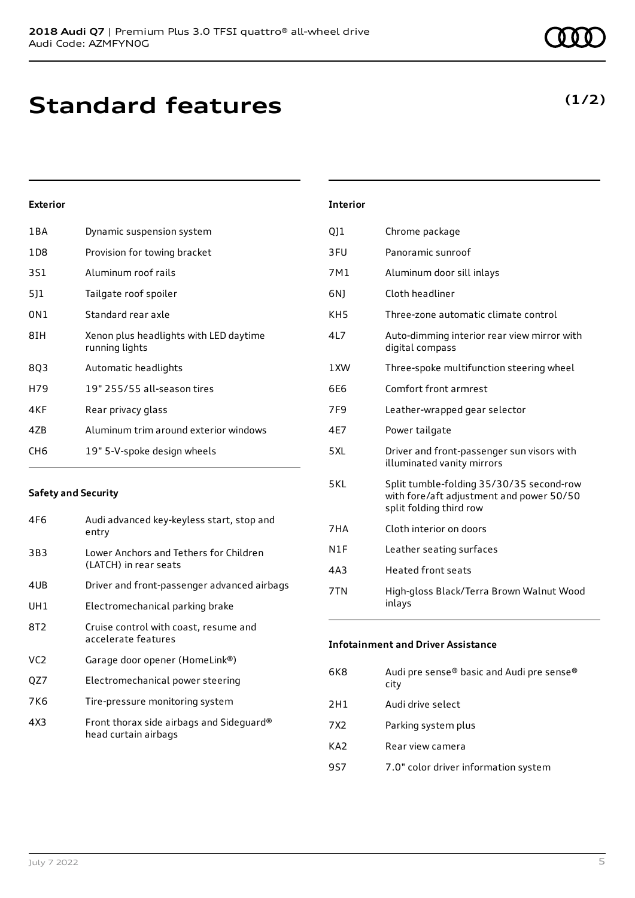**2018 Audi Q7** | Premium Plus 3.0 TFSI quattro® all-wheel drive
Audi Code: AZMFYN0G

# Standard features

**(1/2)**

### Exterior

| | |
|---|---|
| 1BA | Dynamic suspension system |
| 1D8 | Provision for towing bracket |
| 3S1 | Aluminum roof rails |
| 5J1 | Tailgate roof spoiler |
| 0N1 | Standard rear axle |
| 8IH | Xenon plus headlights with LED daytime running lights |
| 8Q3 | Automatic headlights |
| H79 | 19" 255/55 all-season tires |
| 4KF | Rear privacy glass |
| 4ZB | Aluminum trim around exterior windows |
| CH6 | 19" 5-V-spoke design wheels |

### Safety and Security

| | |
|---|---|
| 4F6 | Audi advanced key-keyless start, stop and entry |
| 3B3 | Lower Anchors and Tethers for Children (LATCH) in rear seats |
| 4UB | Driver and front-passenger advanced airbags |
| UH1 | Electromechanical parking brake |
| 8T2 | Cruise control with coast, resume and accelerate features |
| VC2 | Garage door opener (HomeLink®) |
| QZ7 | Electromechanical power steering |
| 7K6 | Tire-pressure monitoring system |
| 4X3 | Front thorax side airbags and Sideguard® head curtain airbags |

### Interior

| | |
|---|---|
| QJ1 | Chrome package |
| 3FU | Panoramic sunroof |
| 7M1 | Aluminum door sill inlays |
| 6NJ | Cloth headliner |
| KH5 | Three-zone automatic climate control |
| 4L7 | Auto-dimming interior rear view mirror with digital compass |
| 1XW | Three-spoke multifunction steering wheel |
| 6E6 | Comfort front armrest |
| 7F9 | Leather-wrapped gear selector |
| 4E7 | Power tailgate |
| 5XL | Driver and front-passenger sun visors with illuminated vanity mirrors |
| 5KL | Split tumble-folding 35/30/35 second-row with fore/aft adjustment and power 50/50 split folding third row |
| 7HA | Cloth interior on doors |
| N1F | Leather seating surfaces |
| 4A3 | Heated front seats |
| 7TN | High-gloss Black/Terra Brown Walnut Wood inlays |

### Infotainment and Driver Assistance

| | |
|---|---|
| 6K8 | Audi pre sense® basic and Audi pre sense® city |
| 2H1 | Audi drive select |
| 7X2 | Parking system plus |
| KA2 | Rear view camera |
| 9S7 | 7.0" color driver information system |

July 7 2022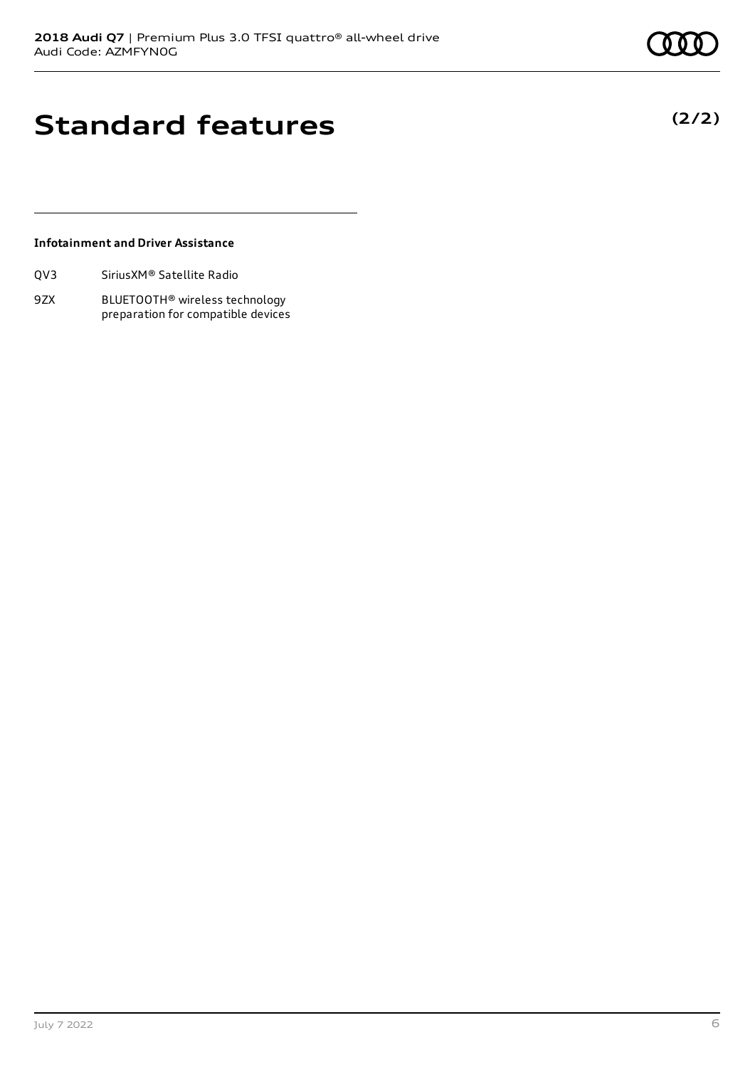# Standard features

**(2/2)**

**Infotainment and Driver Assistance**

| | |
|---|---|
| QV3 | SiriusXM® Satellite Radio |
| 9ZX | BLUETOOTH® wireless technology preparation for compatible devices |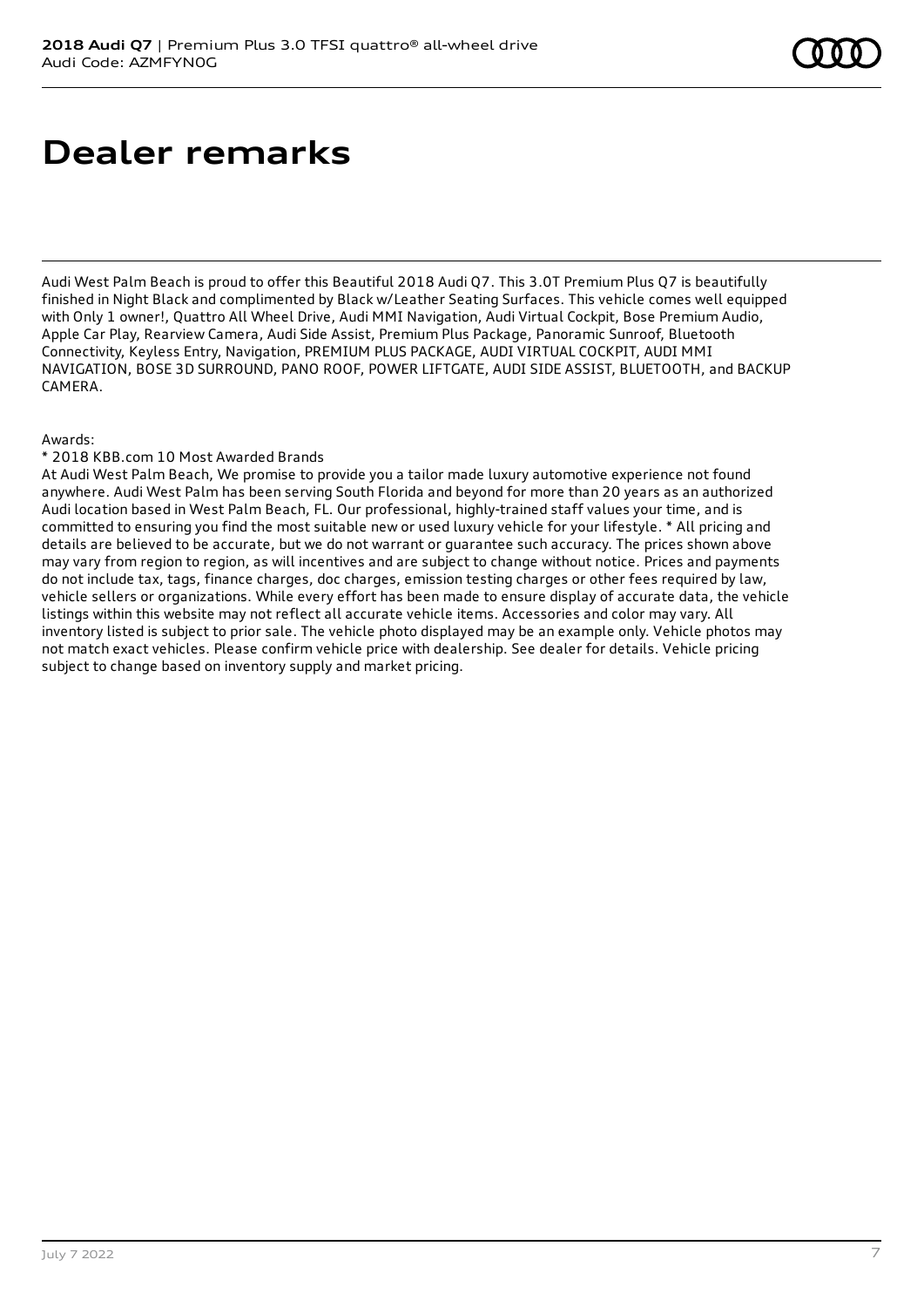# Dealer remarks

Audi West Palm Beach is proud to offer this Beautiful 2018 Audi Q7. This 3.0T Premium Plus Q7 is beautifully finished in Night Black and complimented by Black w/Leather Seating Surfaces. This vehicle comes well equipped with Only 1 owner!, Quattro All Wheel Drive, Audi MMI Navigation, Audi Virtual Cockpit, Bose Premium Audio, Apple Car Play, Rearview Camera, Audi Side Assist, Premium Plus Package, Panoramic Sunroof, Bluetooth Connectivity, Keyless Entry, Navigation, PREMIUM PLUS PACKAGE, AUDI VIRTUAL COCKPIT, AUDI MMI NAVIGATION, BOSE 3D SURROUND, PANO ROOF, POWER LIFTGATE, AUDI SIDE ASSIST, BLUETOOTH, and BACKUP CAMERA.

Awards:

* 2018 KBB.com 10 Most Awarded Brands

At Audi West Palm Beach, We promise to provide you a tailor made luxury automotive experience not found anywhere. Audi West Palm has been serving South Florida and beyond for more than 20 years as an authorized Audi location based in West Palm Beach, FL. Our professional, highly-trained staff values your time, and is committed to ensuring you find the most suitable new or used luxury vehicle for your lifestyle. * All pricing and details are believed to be accurate, but we do not warrant or guarantee such accuracy. The prices shown above may vary from region to region, as will incentives and are subject to change without notice. Prices and payments do not include tax, tags, finance charges, doc charges, emission testing charges or other fees required by law, vehicle sellers or organizations. While every effort has been made to ensure display of accurate data, the vehicle listings within this website may not reflect all accurate vehicle items. Accessories and color may vary. All inventory listed is subject to prior sale. The vehicle photo displayed may be an example only. Vehicle photos may not match exact vehicles. Please confirm vehicle price with dealership. See dealer for details. Vehicle pricing subject to change based on inventory supply and market pricing.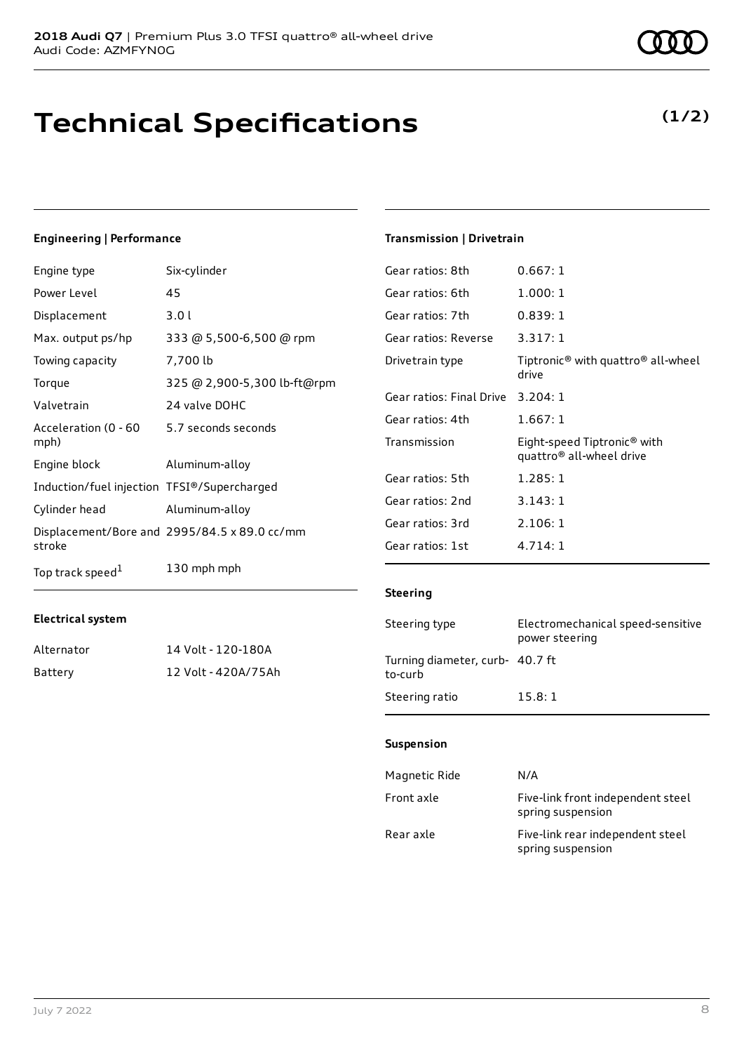# Technical Specifications

**(1/2)**

### Engineering | Performance

| | |
|---|---|
| Engine type | Six-cylinder |
| Power Level | 45 |
| Displacement | 3.0 l |
| Max. output ps/hp | 333 @ 5,500-6,500 @ rpm |
| Towing capacity | 7,700 lb |
| Torque | 325 @ 2,900-5,300 lb-ft@rpm |
| Valvetrain | 24 valve DOHC |
| Acceleration (0 - 60 mph) | 5.7 seconds seconds |
| Engine block | Aluminum-alloy |
| Induction/fuel injection | TFSI®/Supercharged |
| Cylinder head | Aluminum-alloy |
| Displacement/Bore and stroke | 2995/84.5 x 89.0 cc/mm |
| Top track speed[1] | 130 mph mph |

### Electrical system

| | |
|---|---|
| Alternator | 14 Volt - 120-180A |
| Battery | 12 Volt - 420A/75Ah |

### Transmission | Drivetrain

| | |
|---|---|
| Gear ratios: 8th | 0.667: 1 |
| Gear ratios: 6th | 1.000: 1 |
| Gear ratios: 7th | 0.839: 1 |
| Gear ratios: Reverse | 3.317: 1 |
| Drivetrain type | Tiptronic® with quattro® all-wheel drive |
| Gear ratios: Final Drive | 3.204: 1 |
| Gear ratios: 4th | 1.667: 1 |
| Transmission | Eight-speed Tiptronic® with quattro® all-wheel drive |
| Gear ratios: 5th | 1.285: 1 |
| Gear ratios: 2nd | 3.143: 1 |
| Gear ratios: 3rd | 2.106: 1 |
| Gear ratios: 1st | 4.714: 1 |

### Steering

| | |
|---|---|
| Steering type | Electromechanical speed-sensitive power steering |
| Turning diameter, curb-to-curb | 40.7 ft |
| Steering ratio | 15.8: 1 |

### Suspension

| | |
|---|---|
| Magnetic Ride | N/A |
| Front axle | Five-link front independent steel spring suspension |
| Rear axle | Five-link rear independent steel spring suspension |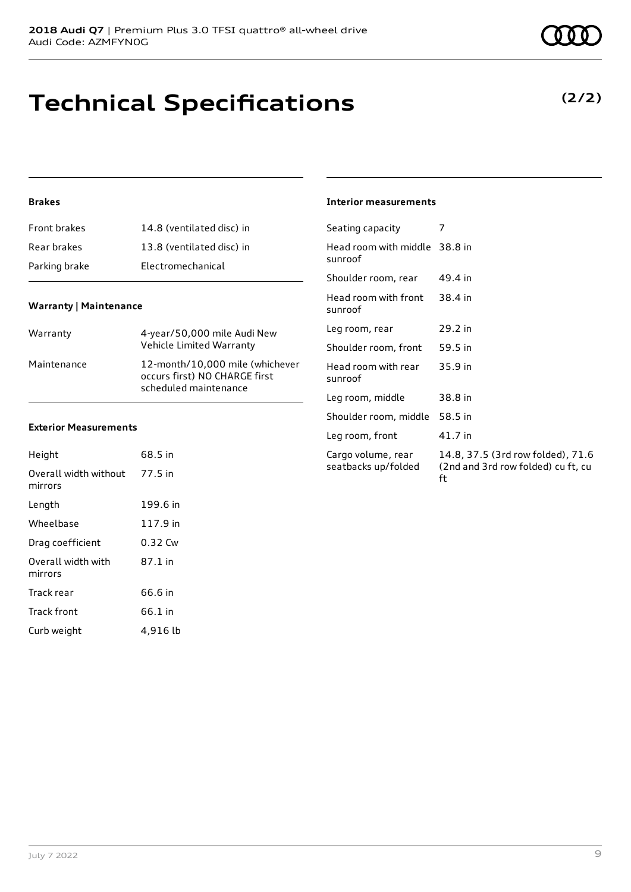# Technical Specifications

**(2/2)**

### Brakes

| | |
|---|---|
| Front brakes | 14.8 (ventilated disc) in |
| Rear brakes | 13.8 (ventilated disc) in |
| Parking brake | Electromechanical |

### Warranty | Maintenance

| | |
|---|---|
| Warranty | 4-year/50,000 mile Audi New Vehicle Limited Warranty |
| Maintenance | 12-month/10,000 mile (whichever occurs first) NO CHARGE first scheduled maintenance |

### Exterior Measurements

| | |
|---|---|
| Height | 68.5 in |
| Overall width without mirrors | 77.5 in |
| Length | 199.6 in |
| Wheelbase | 117.9 in |
| Drag coefficient | 0.32 Cw |
| Overall width with mirrors | 87.1 in |
| Track rear | 66.6 in |
| Track front | 66.1 in |
| Curb weight | 4,916 lb |

### Interior measurements

| | |
|---|---|
| Seating capacity | 7 |
| Head room with middle sunroof | 38.8 in |
| Shoulder room, rear | 49.4 in |
| Head room with front sunroof | 38.4 in |
| Leg room, rear | 29.2 in |
| Shoulder room, front | 59.5 in |
| Head room with rear sunroof | 35.9 in |
| Leg room, middle | 38.8 in |
| Shoulder room, middle | 58.5 in |
| Leg room, front | 41.7 in |
| Cargo volume, rear seatbacks up/folded | 14.8, 37.5 (3rd row folded), 71.6 (2nd and 3rd row folded) cu ft, cu ft |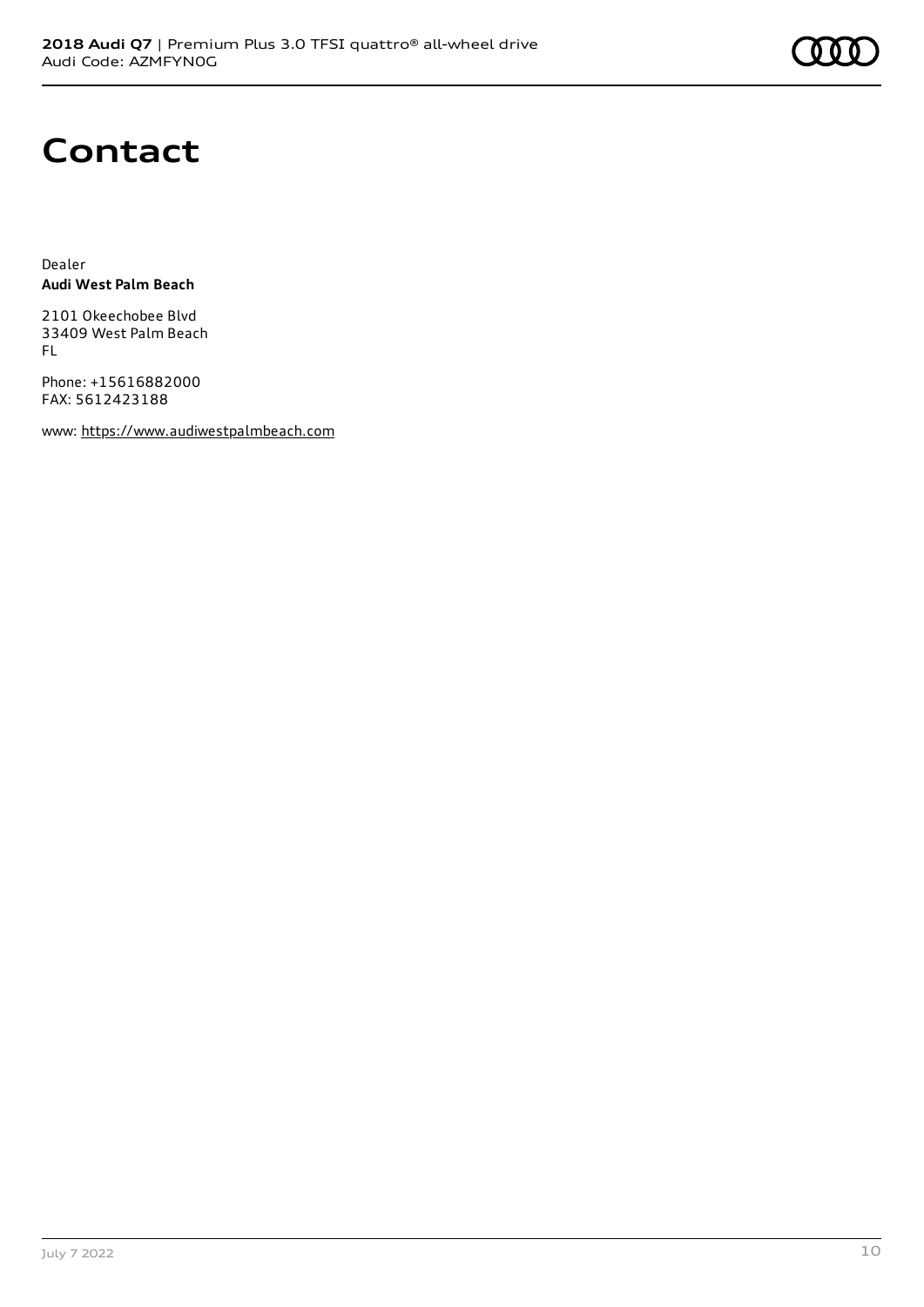# Contact

Dealer
**Audi West Palm Beach**

2101 Okeechobee Blvd
33409 West Palm Beach
FL

Phone: +15616882000
FAX: 5612423188

www: https://www.audiwestpalmbeach.com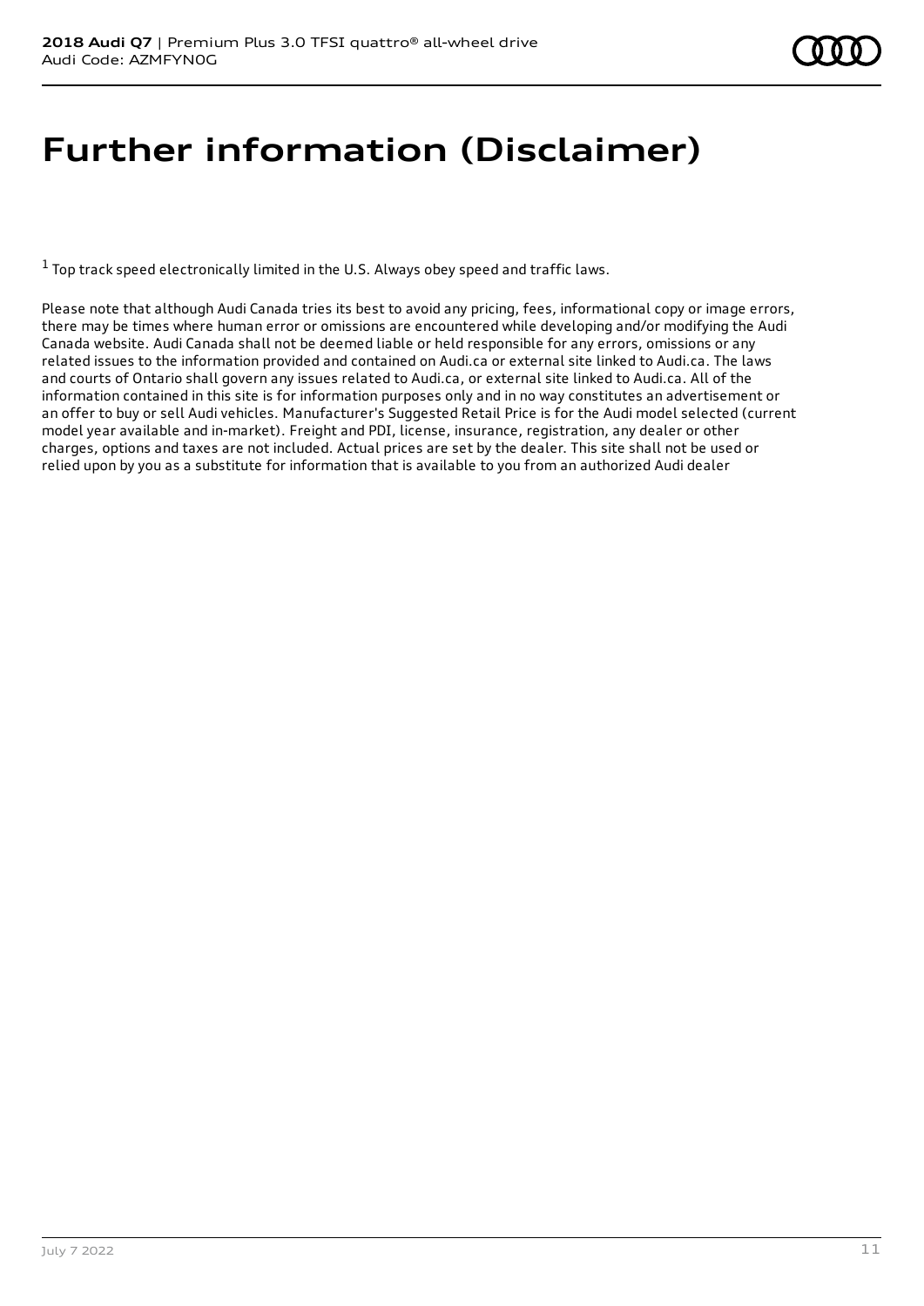# Further information (Disclaimer)

[1] Top track speed electronically limited in the U.S. Always obey speed and traffic laws.

Please note that although Audi Canada tries its best to avoid any pricing, fees, informational copy or image errors, there may be times where human error or omissions are encountered while developing and/or modifying the Audi Canada website. Audi Canada shall not be deemed liable or held responsible for any errors, omissions or any related issues to the information provided and contained on Audi.ca or external site linked to Audi.ca. The laws and courts of Ontario shall govern any issues related to Audi.ca, or external site linked to Audi.ca. All of the information contained in this site is for information purposes only and in no way constitutes an advertisement or an offer to buy or sell Audi vehicles. Manufacturer's Suggested Retail Price is for the Audi model selected (current model year available and in-market). Freight and PDI, license, insurance, registration, any dealer or other charges, options and taxes are not included. Actual prices are set by the dealer. This site shall not be used or relied upon by you as a substitute for information that is available to you from an authorized Audi dealer